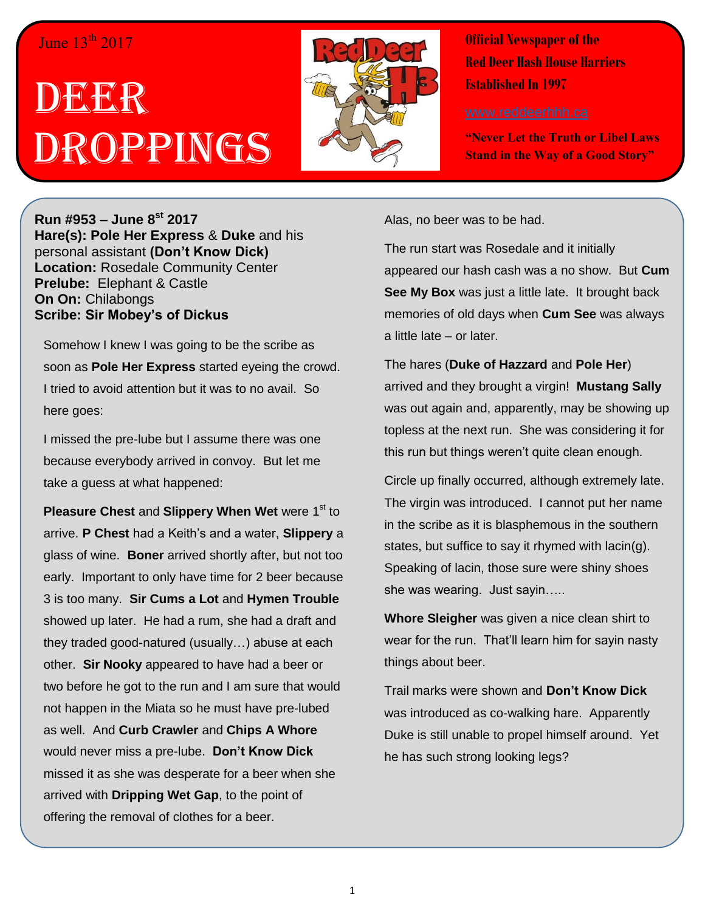June 13th 2017

# Deer Droppings

**Official Newspaper of the Red Deer Hash House Harriers Established In 1997**

www.reddeerhhh.ca

**"Never Let the Truth or Libel Laws Stand in the Way of a Good Story"**

**Run #953 – June 8st 2017**
**Hare(s): Pole Her Express** & **Duke** and his personal assistant **(Don't Know Dick)**
**Location:** Rosedale Community Center
**Prelube:** Elephant & Castle
**On On:** Chilabongs
**Scribe: Sir Mobey's of Dickus**

Somehow I knew I was going to be the scribe as soon as **Pole Her Express** started eyeing the crowd. I tried to avoid attention but it was to no avail. So here goes:

I missed the pre-lube but I assume there was one because everybody arrived in convoy. But let me take a guess at what happened:

**Pleasure Chest** and **Slippery When Wet** were 1st to arrive. **P Chest** had a Keith's and a water, **Slippery** a glass of wine. **Boner** arrived shortly after, but not too early. Important to only have time for 2 beer because 3 is too many. **Sir Cums a Lot** and **Hymen Trouble** showed up later. He had a rum, she had a draft and they traded good-natured (usually…) abuse at each other. **Sir Nooky** appeared to have had a beer or two before he got to the run and I am sure that would not happen in the Miata so he must have pre-lubed as well. And **Curb Crawler** and **Chips A Whore** would never miss a pre-lube. **Don't Know Dick** missed it as she was desperate for a beer when she arrived with **Dripping Wet Gap**, to the point of offering the removal of clothes for a beer.

Alas, no beer was to be had.

The run start was Rosedale and it initially appeared our hash cash was a no show. But **Cum See My Box** was just a little late. It brought back memories of old days when **Cum See** was always a little late – or later.

The hares (**Duke of Hazzard** and **Pole Her**) arrived and they brought a virgin! **Mustang Sally** was out again and, apparently, may be showing up topless at the next run. She was considering it for this run but things weren't quite clean enough.

Circle up finally occurred, although extremely late. The virgin was introduced. I cannot put her name in the scribe as it is blasphemous in the southern states, but suffice to say it rhymed with lacin(g). Speaking of lacin, those sure were shiny shoes she was wearing. Just sayin…..

**Whore Sleigher** was given a nice clean shirt to wear for the run. That'll learn him for sayin nasty things about beer.

Trail marks were shown and **Don't Know Dick** was introduced as co-walking hare. Apparently Duke is still unable to propel himself around. Yet he has such strong looking legs?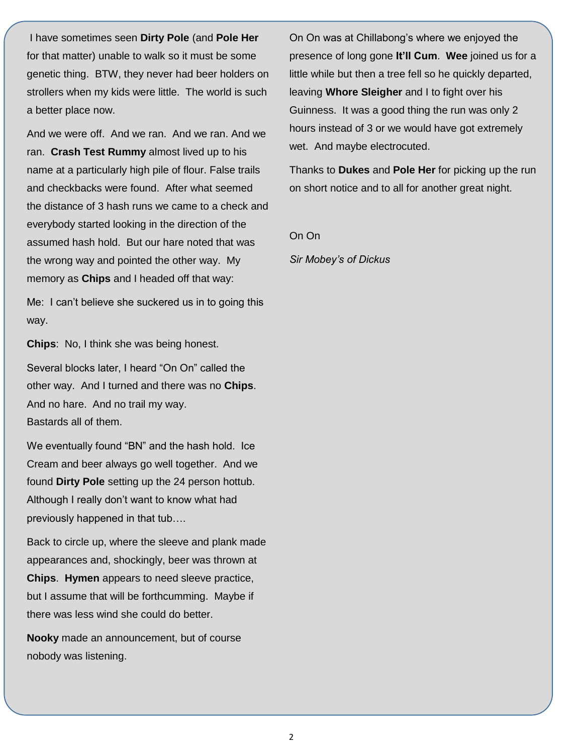I have sometimes seen **Dirty Pole** (and **Pole Her** for that matter) unable to walk so it must be some genetic thing. BTW, they never had beer holders on strollers when my kids were little. The world is such a better place now.

And we were off. And we ran. And we ran. And we ran. **Crash Test Rummy** almost lived up to his name at a particularly high pile of flour. False trails and checkbacks were found. After what seemed the distance of 3 hash runs we came to a check and everybody started looking in the direction of the assumed hash hold. But our hare noted that was the wrong way and pointed the other way. My memory as **Chips** and I headed off that way:

Me: I can't believe she suckered us in to going this way.

**Chips**: No, I think she was being honest.

Several blocks later, I heard "On On" called the other way. And I turned and there was no **Chips**. And no hare. And no trail my way.
Bastards all of them.

We eventually found "BN" and the hash hold. Ice Cream and beer always go well together. And we found **Dirty Pole** setting up the 24 person hottub. Although I really don't want to know what had previously happened in that tub….

Back to circle up, where the sleeve and plank made appearances and, shockingly, beer was thrown at **Chips**. **Hymen** appears to need sleeve practice, but I assume that will be forthcumming. Maybe if there was less wind she could do better.

**Nooky** made an announcement, but of course nobody was listening.

On On was at Chillabong's where we enjoyed the presence of long gone **It'll Cum**. **Wee** joined us for a little while but then a tree fell so he quickly departed, leaving **Whore Sleigher** and I to fight over his Guinness. It was a good thing the run was only 2 hours instead of 3 or we would have got extremely wet. And maybe electrocuted.

Thanks to **Dukes** and **Pole Her** for picking up the run on short notice and to all for another great night.

On On

*Sir Mobey's of Dickus*